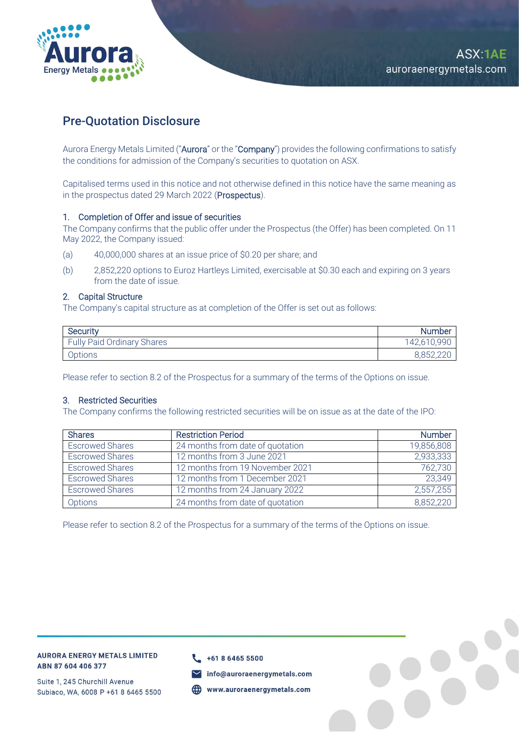## Pre-Quotation Disclosure

Aurora Energy Metals Limited ("**Aurora**" or the "**Company**") provides the following confirmations to satisfy the conditions for admission of the Company's securities to quotation on ASX.

Capitalised terms used in this notice and not otherwise defined in this notice have the same meaning as in the prospectus dated 29 March 2022 (**Prospectus**).

### 1. Completion of Offer and issue of securities

The Company confirms that the public offer under the Prospectus (the Offer) has been completed. On 11 May 2022, the Company issued:

(a) 40,000,000 shares at an issue price of $0.20 per share; and

(b) 2,852,220 options to Euroz Hartleys Limited, exercisable at $0.30 each and expiring on 3 years from the date of issue.

### 2. Capital Structure

The Company's capital structure as at completion of the Offer is set out as follows:

| Security | Number |
|---|---:|
| Fully Paid Ordinary Shares | 142,610,990 |
| Options | 8,852,220 |

Please refer to section 8.2 of the Prospectus for a summary of the terms of the Options on issue.

### 3. Restricted Securities

The Company confirms the following restricted securities will be on issue as at the date of the IPO:

| Shares | Restriction Period | Number |
|---|---|---:|
| Escrowed Shares | 24 months from date of quotation | 19,856,808 |
| Escrowed Shares | 12 months from 3 June 2021 | 2,933,333 |
| Escrowed Shares | 12 months from 19 November 2021 | 762,730 |
| Escrowed Shares | 12 months from 1 December 2021 | 23,349 |
| Escrowed Shares | 12 months from 24 January 2022 | 2,557,255 |
| Options | 24 months from date of quotation | 8,852,220 |

Please refer to section 8.2 of the Prospectus for a summary of the terms of the Options on issue.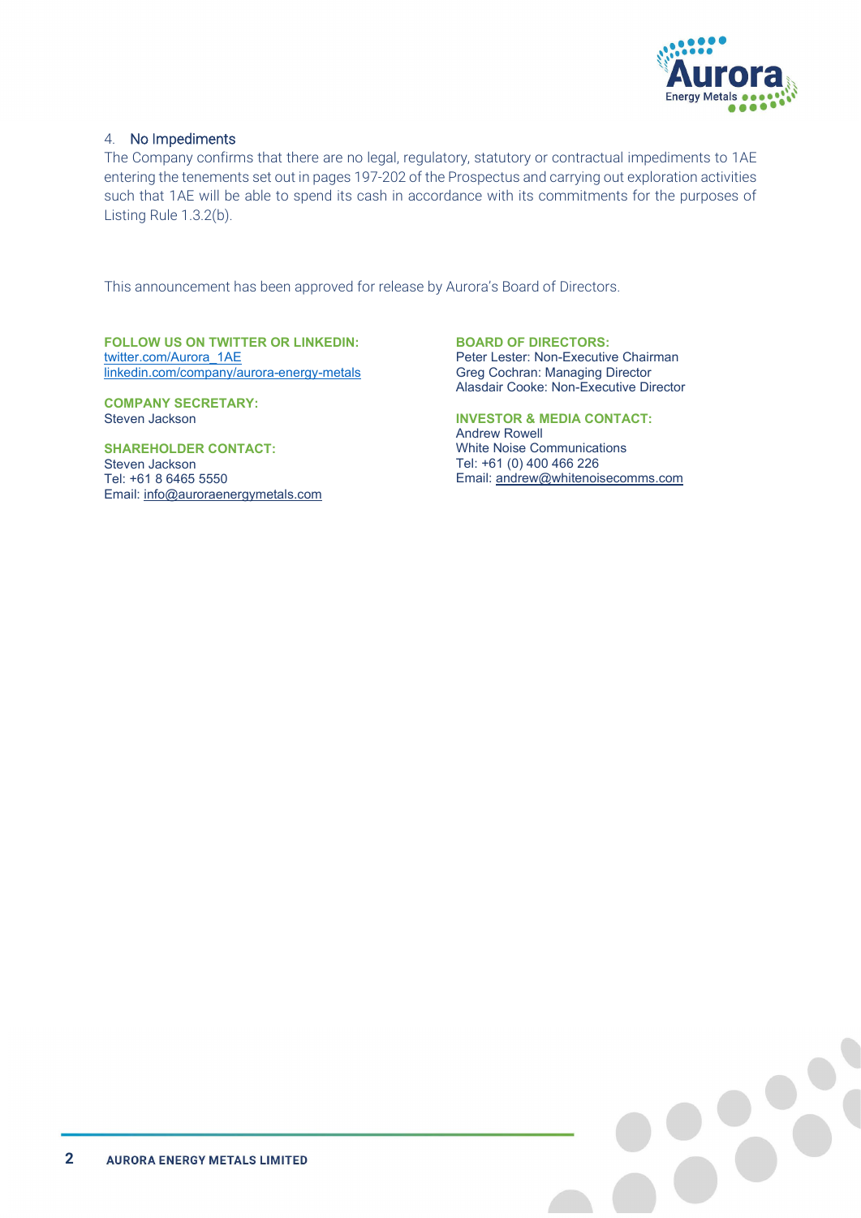## 4. No Impediments

The Company confirms that there are no legal, regulatory, statutory or contractual impediments to 1AE entering the tenements set out in pages 197-202 of the Prospectus and carrying out exploration activities such that 1AE will be able to spend its cash in accordance with its commitments for the purposes of Listing Rule 1.3.2(b).

This announcement has been approved for release by Aurora's Board of Directors.

**FOLLOW US ON TWITTER OR LINKEDIN:**
twitter.com/Aurora_1AE
linkedin.com/company/aurora-energy-metals

**COMPANY SECRETARY:**
Steven Jackson

**SHAREHOLDER CONTACT:**
Steven Jackson
Tel: +61 8 6465 5550
Email: info@auroraenergymetals.com

**BOARD OF DIRECTORS:**
Peter Lester: Non-Executive Chairman
Greg Cochran: Managing Director
Alasdair Cooke: Non-Executive Director

**INVESTOR & MEDIA CONTACT:**
Andrew Rowell
White Noise Communications
Tel: +61 (0) 400 466 226
Email: andrew@whitenoisecomms.com